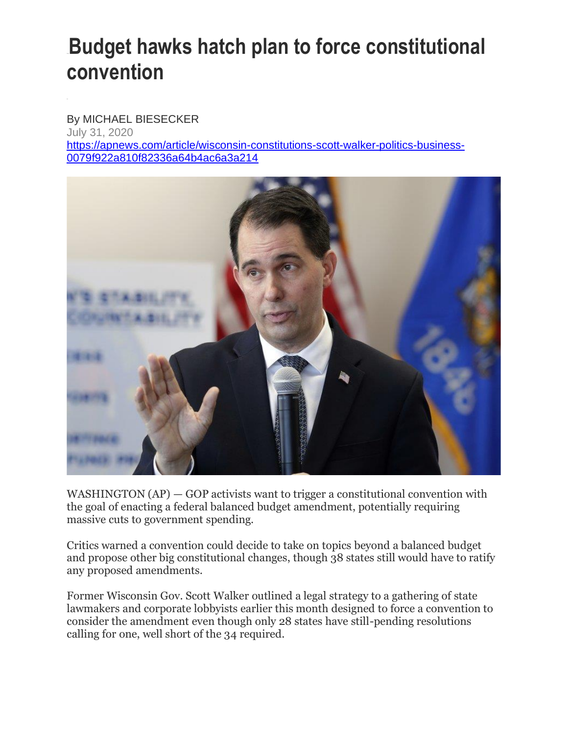# Budget hawks hatch plan to force constitutional convention

By MICHAEL BIESECKER
July 31, 2020
https://apnews.com/article/wisconsin-constitutions-scott-walker-politics-business-0079f922a810f82336a64b4ac6a3a214

WASHINGTON (AP) — GOP activists want to trigger a constitutional convention with the goal of enacting a federal balanced budget amendment, potentially requiring massive cuts to government spending.

Critics warned a convention could decide to take on topics beyond a balanced budget and propose other big constitutional changes, though 38 states still would have to ratify any proposed amendments.

Former Wisconsin Gov. Scott Walker outlined a legal strategy to a gathering of state lawmakers and corporate lobbyists earlier this month designed to force a convention to consider the amendment even though only 28 states have still-pending resolutions calling for one, well short of the 34 required.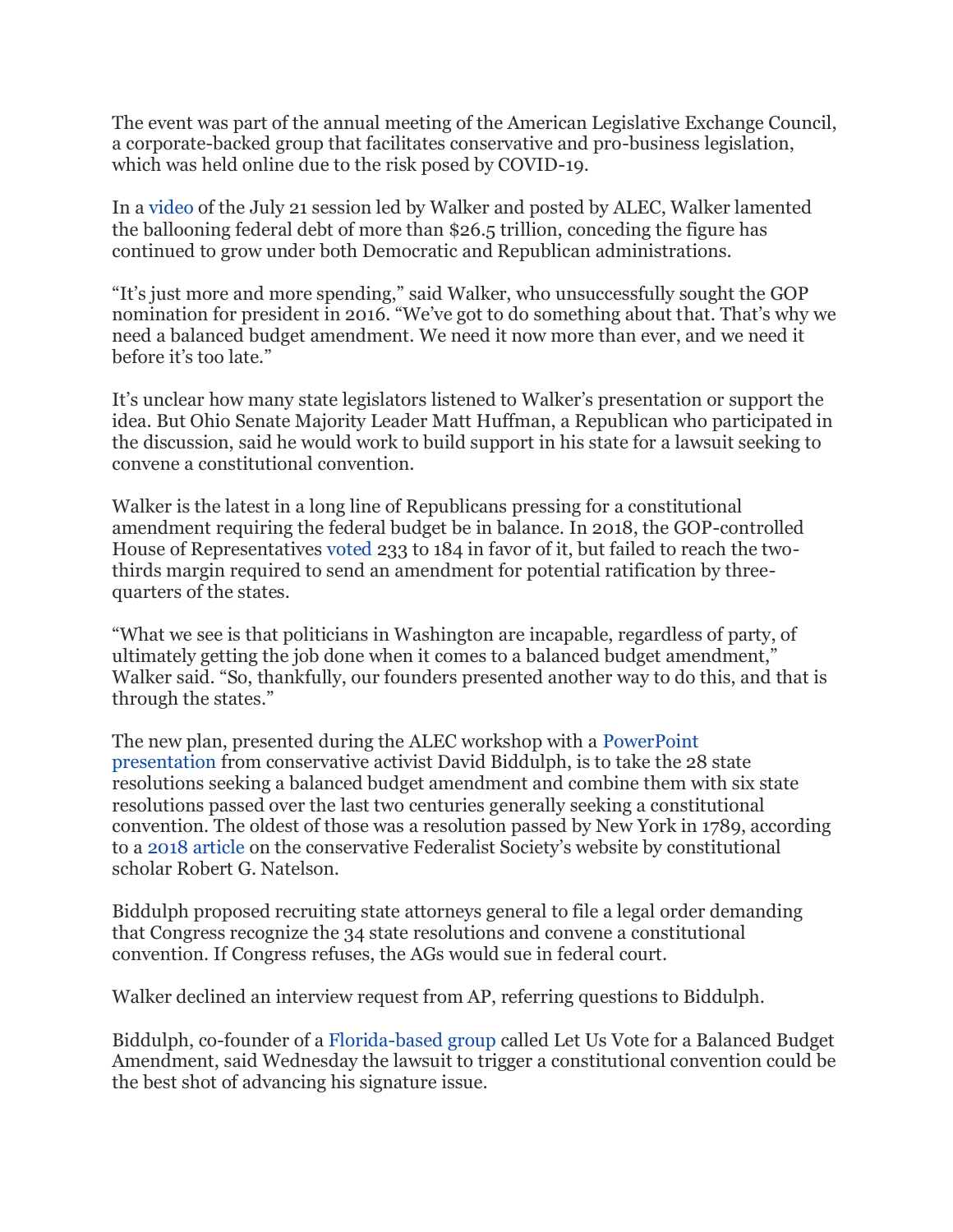The event was part of the annual meeting of the American Legislative Exchange Council, a corporate-backed group that facilitates conservative and pro-business legislation, which was held online due to the risk posed by COVID-19.

In a video of the July 21 session led by Walker and posted by ALEC, Walker lamented the ballooning federal debt of more than $26.5 trillion, conceding the figure has continued to grow under both Democratic and Republican administrations.

"It's just more and more spending," said Walker, who unsuccessfully sought the GOP nomination for president in 2016. "We've got to do something about that. That's why we need a balanced budget amendment. We need it now more than ever, and we need it before it's too late."

It's unclear how many state legislators listened to Walker's presentation or support the idea. But Ohio Senate Majority Leader Matt Huffman, a Republican who participated in the discussion, said he would work to build support in his state for a lawsuit seeking to convene a constitutional convention.

Walker is the latest in a long line of Republicans pressing for a constitutional amendment requiring the federal budget be in balance. In 2018, the GOP-controlled House of Representatives voted 233 to 184 in favor of it, but failed to reach the two-thirds margin required to send an amendment for potential ratification by three-quarters of the states.

"What we see is that politicians in Washington are incapable, regardless of party, of ultimately getting the job done when it comes to a balanced budget amendment," Walker said. "So, thankfully, our founders presented another way to do this, and that is through the states."

The new plan, presented during the ALEC workshop with a PowerPoint presentation from conservative activist David Biddulph, is to take the 28 state resolutions seeking a balanced budget amendment and combine them with six state resolutions passed over the last two centuries generally seeking a constitutional convention. The oldest of those was a resolution passed by New York in 1789, according to a 2018 article on the conservative Federalist Society's website by constitutional scholar Robert G. Natelson.

Biddulph proposed recruiting state attorneys general to file a legal order demanding that Congress recognize the 34 state resolutions and convene a constitutional convention. If Congress refuses, the AGs would sue in federal court.

Walker declined an interview request from AP, referring questions to Biddulph.

Biddulph, co-founder of a Florida-based group called Let Us Vote for a Balanced Budget Amendment, said Wednesday the lawsuit to trigger a constitutional convention could be the best shot of advancing his signature issue.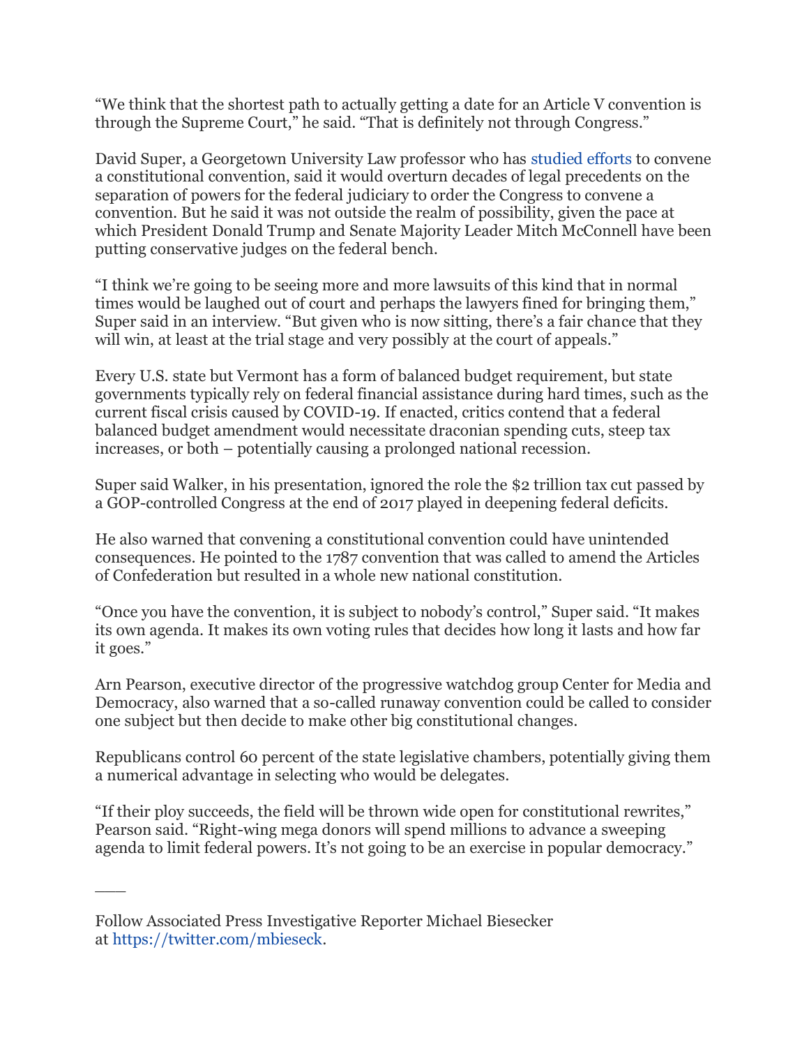"We think that the shortest path to actually getting a date for an Article V convention is through the Supreme Court," he said. "That is definitely not through Congress."

David Super, a Georgetown University Law professor who has studied efforts to convene a constitutional convention, said it would overturn decades of legal precedents on the separation of powers for the federal judiciary to order the Congress to convene a convention. But he said it was not outside the realm of possibility, given the pace at which President Donald Trump and Senate Majority Leader Mitch McConnell have been putting conservative judges on the federal bench.

"I think we're going to be seeing more and more lawsuits of this kind that in normal times would be laughed out of court and perhaps the lawyers fined for bringing them," Super said in an interview. "But given who is now sitting, there's a fair chance that they will win, at least at the trial stage and very possibly at the court of appeals."

Every U.S. state but Vermont has a form of balanced budget requirement, but state governments typically rely on federal financial assistance during hard times, such as the current fiscal crisis caused by COVID-19. If enacted, critics contend that a federal balanced budget amendment would necessitate draconian spending cuts, steep tax increases, or both – potentially causing a prolonged national recession.

Super said Walker, in his presentation, ignored the role the $2 trillion tax cut passed by a GOP-controlled Congress at the end of 2017 played in deepening federal deficits.

He also warned that convening a constitutional convention could have unintended consequences. He pointed to the 1787 convention that was called to amend the Articles of Confederation but resulted in a whole new national constitution.

"Once you have the convention, it is subject to nobody's control," Super said. "It makes its own agenda. It makes its own voting rules that decides how long it lasts and how far it goes."

Arn Pearson, executive director of the progressive watchdog group Center for Media and Democracy, also warned that a so-called runaway convention could be called to consider one subject but then decide to make other big constitutional changes.

Republicans control 60 percent of the state legislative chambers, potentially giving them a numerical advantage in selecting who would be delegates.

"If their ploy succeeds, the field will be thrown wide open for constitutional rewrites," Pearson said. "Right-wing mega donors will spend millions to advance a sweeping agenda to limit federal powers. It's not going to be an exercise in popular democracy."

\_\_\_\_

Follow Associated Press Investigative Reporter Michael Biesecker at https://twitter.com/mbieseck.